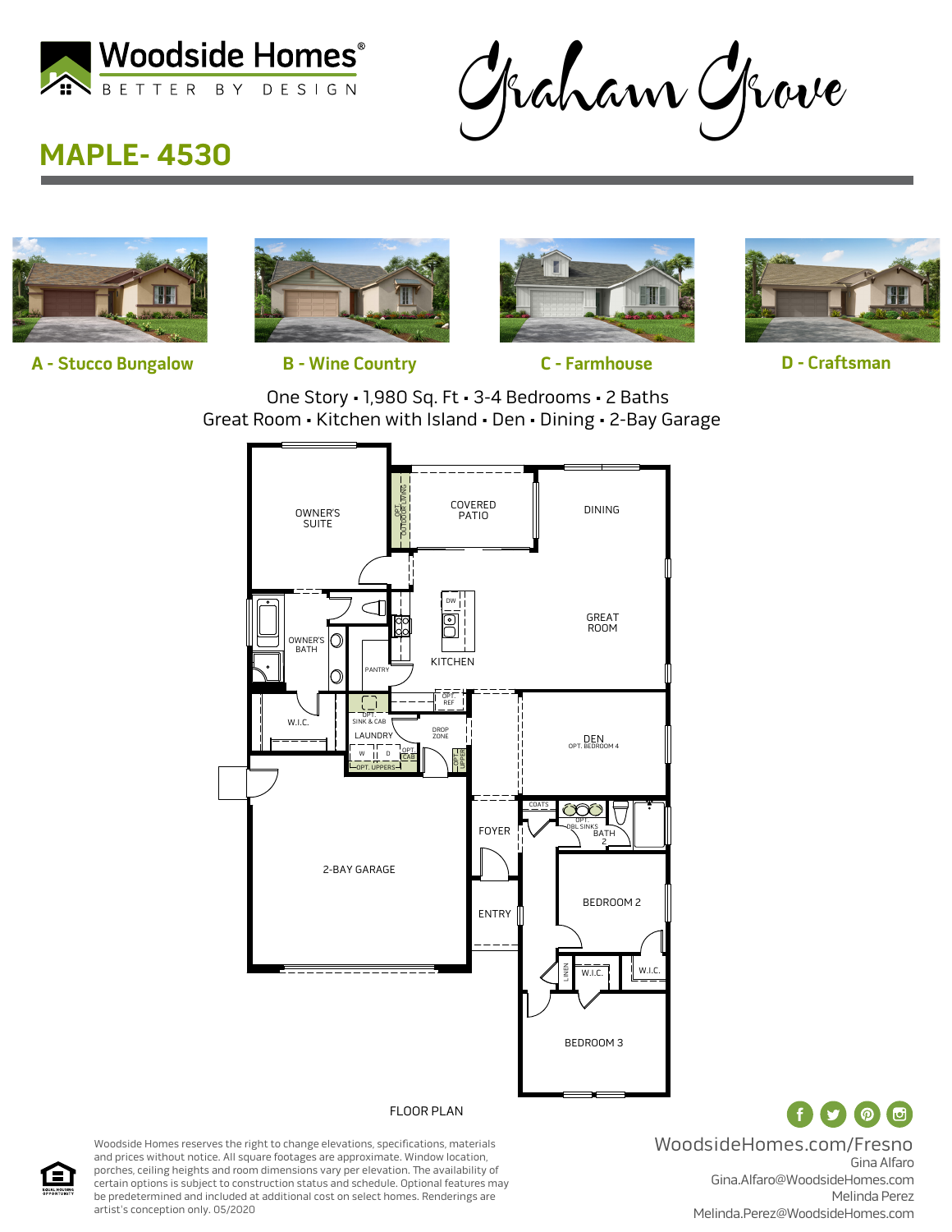Woodside Homes®
BETTER BY DESIGN

Graham Grove

# MAPLE- 4530

**A - Stucco Bungalow**

**B - Wine Country**

**C - Farmhouse**

**D - Craftsman**

One Story • 1,980 Sq. Ft • 3-4 Bedrooms • 2 Baths
Great Room • Kitchen with Island • Den • Dining • 2-Bay Garage

OWNER'S SUITE
OPT. OUTDOOR LIVING
COVERED PATIO
DINING
DW
GREAT ROOM
OWNER'S BATH
PANTRY
KITCHEN
OPT. REF
W.I.C.
OPT. SINK & CAB
LAUNDRY
DROP ZONE
W
D
OPT. CAB
OPT. UPPERS
OPT. UPPER
DEN
OPT. BEDROOM 4
COATS
OPT. DBL SINKS
BATH 2
FOYER
2-BAY GARAGE
ENTRY
BEDROOM 2
LINEN
W.I.C.
W.I.C.
BEDROOM 3

FLOOR PLAN

Woodside Homes reserves the right to change elevations, specifications, materials and prices without notice. All square footages are approximate. Window location, porches, ceiling heights and room dimensions vary per elevation. The availability of certain options is subject to construction status and schedule. Optional features may be predetermined and included at additional cost on select homes. Renderings are artist's conception only. 05/2020

EQUAL HOUSING OPPORTUNITY

WoodsideHomes.com/Fresno
Gina Alfaro
Gina.Alfaro@WoodsideHomes.com
Melinda Perez
Melinda.Perez@WoodsideHomes.com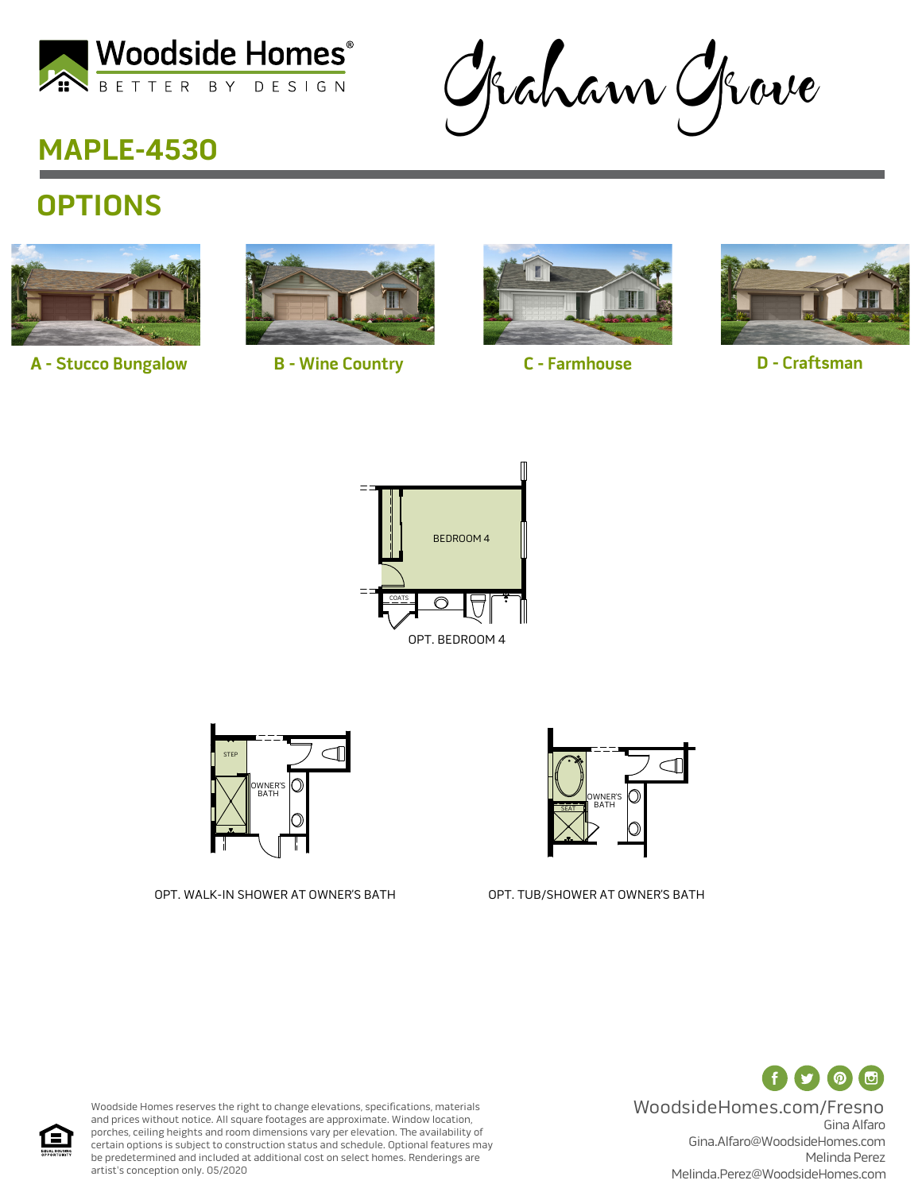Woodside Homes®

BETTER BY DESIGN

Graham Grove

# MAPLE-4530

## OPTIONS

A - Stucco Bungalow

B - Wine Country

C - Farmhouse

D - Craftsman

BEDROOM 4

COATS

OPT. BEDROOM 4

STEP

OWNER'S BATH

OPT. WALK-IN SHOWER AT OWNER'S BATH

SEAT

OWNER'S BATH

OPT. TUB/SHOWER AT OWNER'S BATH

Woodside Homes reserves the right to change elevations, specifications, materials and prices without notice. All square footages are approximate. Window location, porches, ceiling heights and room dimensions vary per elevation. The availability of certain options is subject to construction status and schedule. Optional features may be predetermined and included at additional cost on select homes. Renderings are artist's conception only. 05/2020

WoodsideHomes.com/Fresno

Gina Alfaro

Gina.Alfaro@WoodsideHomes.com

Melinda Perez

Melinda.Perez@WoodsideHomes.com